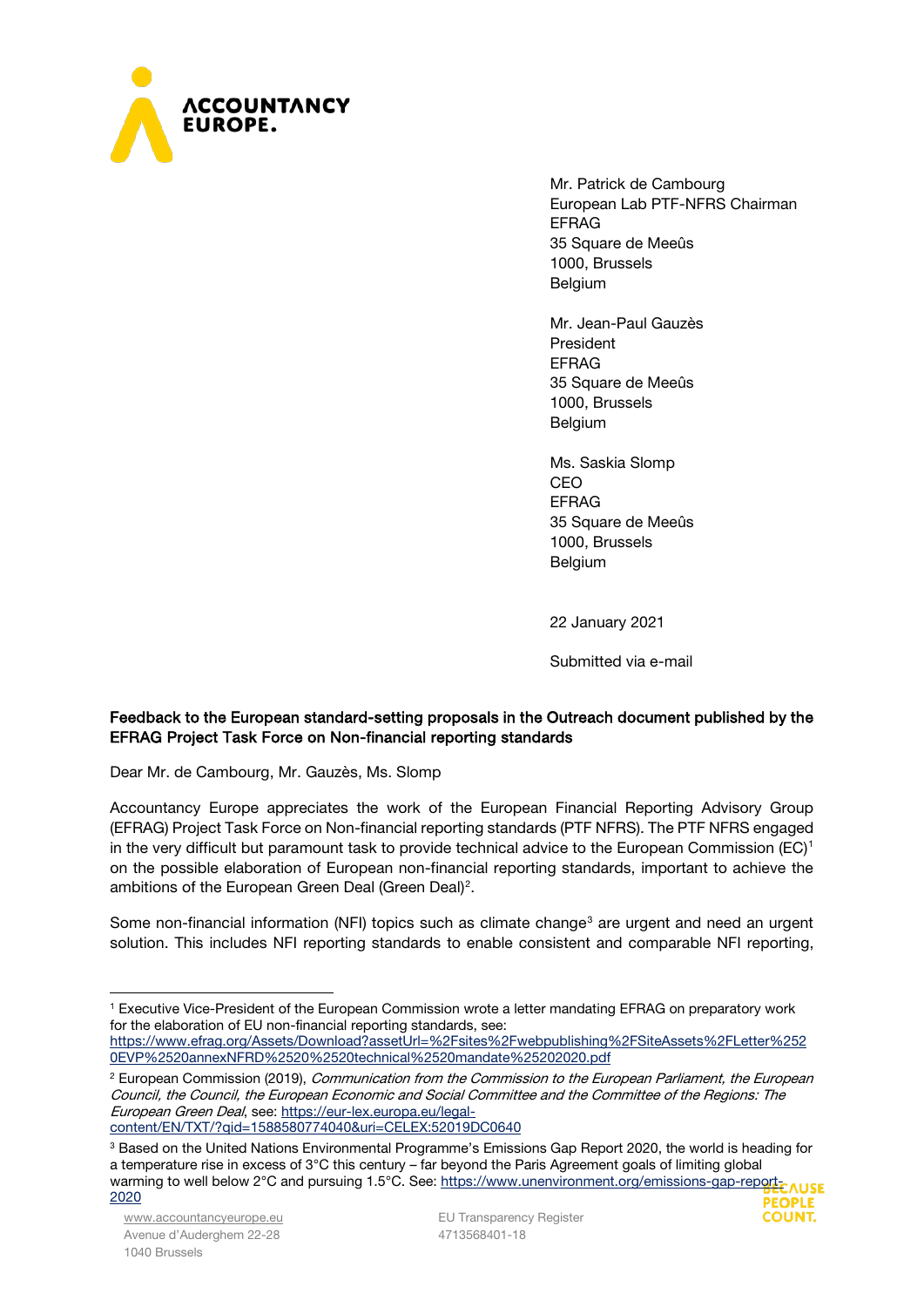Mr. Patrick de Cambourg
European Lab PTF-NFRS Chairman
EFRAG
35 Square de Meeûs
1000, Brussels
Belgium

Mr. Jean-Paul Gauzès
President
EFRAG
35 Square de Meeûs
1000, Brussels
Belgium

Ms. Saskia Slomp
CEO
EFRAG
35 Square de Meeûs
1000, Brussels
Belgium

22 January 2021

Submitted via e-mail

**Feedback to the European standard-setting proposals in the Outreach document published by the EFRAG Project Task Force on Non-financial reporting standards**

Dear Mr. de Cambourg, Mr. Gauzès, Ms. Slomp

Accountancy Europe appreciates the work of the European Financial Reporting Advisory Group (EFRAG) Project Task Force on Non-financial reporting standards (PTF NFRS). The PTF NFRS engaged in the very difficult but paramount task to provide technical advice to the European Commission (EC)[1] on the possible elaboration of European non-financial reporting standards, important to achieve the ambitions of the European Green Deal (Green Deal)[2].

Some non-financial information (NFI) topics such as climate change[3] are urgent and need an urgent solution. This includes NFI reporting standards to enable consistent and comparable NFI reporting,

---

[1] Executive Vice-President of the European Commission wrote a letter mandating EFRAG on preparatory work for the elaboration of EU non-financial reporting standards, see: https://www.efrag.org/Assets/Download?assetUrl=%2Fsites%2Fwebpublishing%2FSiteAssets%2FLetter%2520EVP%2520annexNFRD%2520%2520technical%2520mandate%25202020.pdf

[2] European Commission (2019), *Communication from the Commission to the European Parliament, the European Council, the Council, the European Economic and Social Committee and the Committee of the Regions: The European Green Deal*, see: https://eur-lex.europa.eu/legal-content/EN/TXT/?qid=1588580774040&uri=CELEX:52019DC0640

[3] Based on the United Nations Environmental Programme's Emissions Gap Report 2020, the world is heading for a temperature rise in excess of 3°C this century – far beyond the Paris Agreement goals of limiting global warming to well below 2°C and pursuing 1.5°C. See: https://www.unenvironment.org/emissions-gap-report-2020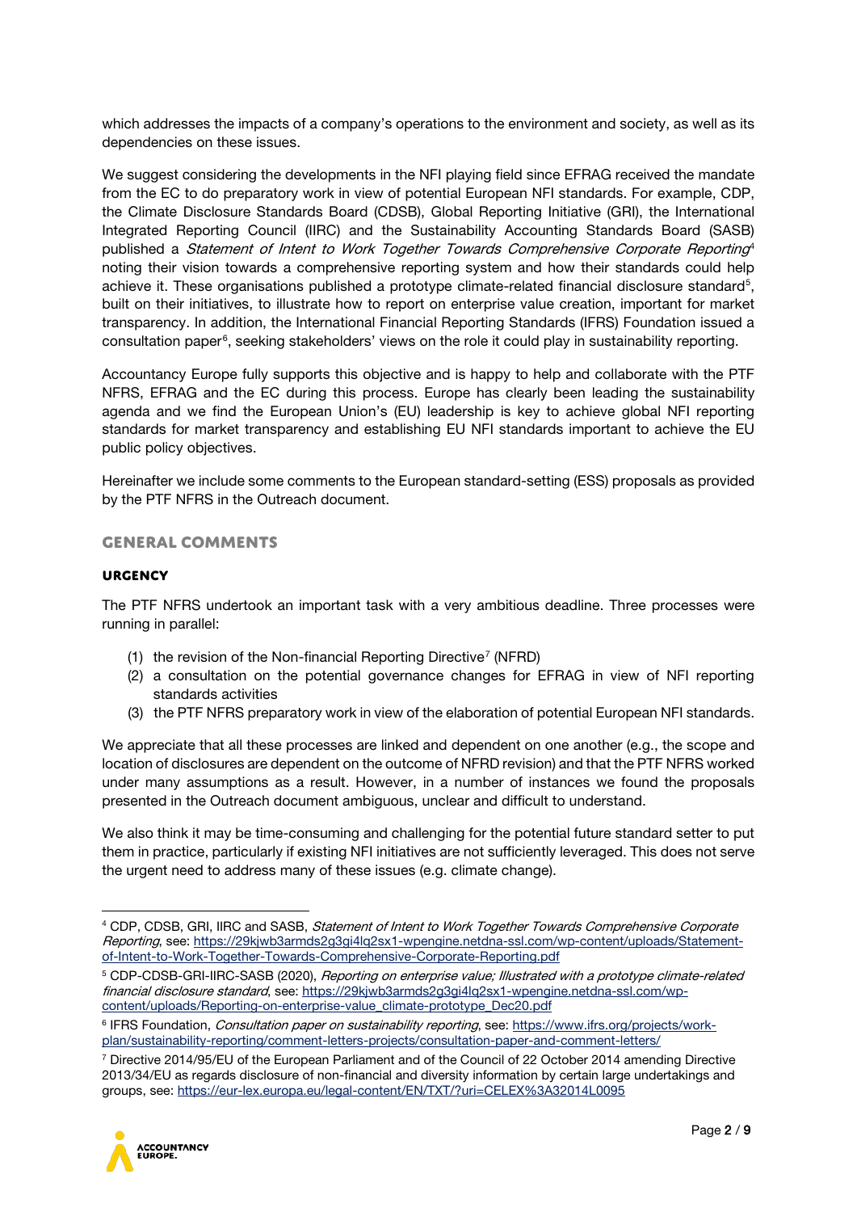which addresses the impacts of a company's operations to the environment and society, as well as its dependencies on these issues.

We suggest considering the developments in the NFI playing field since EFRAG received the mandate from the EC to do preparatory work in view of potential European NFI standards. For example, CDP, the Climate Disclosure Standards Board (CDSB), Global Reporting Initiative (GRI), the International Integrated Reporting Council (IIRC) and the Sustainability Accounting Standards Board (SASB) published a *Statement of Intent to Work Together Towards Comprehensive Corporate Reporting*[4] noting their vision towards a comprehensive reporting system and how their standards could help achieve it. These organisations published a prototype climate-related financial disclosure standard[5], built on their initiatives, to illustrate how to report on enterprise value creation, important for market transparency. In addition, the International Financial Reporting Standards (IFRS) Foundation issued a consultation paper[6], seeking stakeholders' views on the role it could play in sustainability reporting.

Accountancy Europe fully supports this objective and is happy to help and collaborate with the PTF NFRS, EFRAG and the EC during this process. Europe has clearly been leading the sustainability agenda and we find the European Union's (EU) leadership is key to achieve global NFI reporting standards for market transparency and establishing EU NFI standards important to achieve the EU public policy objectives.

Hereinafter we include some comments to the European standard-setting (ESS) proposals as provided by the PTF NFRS in the Outreach document.

## GENERAL COMMENTS

### URGENCY

The PTF NFRS undertook an important task with a very ambitious deadline. Three processes were running in parallel:

(1) the revision of the Non-financial Reporting Directive[7] (NFRD)
(2) a consultation on the potential governance changes for EFRAG in view of NFI reporting standards activities
(3) the PTF NFRS preparatory work in view of the elaboration of potential European NFI standards.

We appreciate that all these processes are linked and dependent on one another (e.g., the scope and location of disclosures are dependent on the outcome of NFRD revision) and that the PTF NFRS worked under many assumptions as a result. However, in a number of instances we found the proposals presented in the Outreach document ambiguous, unclear and difficult to understand.

We also think it may be time-consuming and challenging for the potential future standard setter to put them in practice, particularly if existing NFI initiatives are not sufficiently leveraged. This does not serve the urgent need to address many of these issues (e.g. climate change).

---

[4] CDP, CDSB, GRI, IIRC and SASB, *Statement of Intent to Work Together Towards Comprehensive Corporate Reporting*, see: https://29kjwb3armds2g3gi4lq2sx1-wpengine.netdna-ssl.com/wp-content/uploads/Statement-of-Intent-to-Work-Together-Towards-Comprehensive-Corporate-Reporting.pdf

[5] CDP-CDSB-GRI-IIRC-SASB (2020), *Reporting on enterprise value; Illustrated with a prototype climate-related financial disclosure standard*, see: https://29kjwb3armds2g3gi4lq2sx1-wpengine.netdna-ssl.com/wp-content/uploads/Reporting-on-enterprise-value_climate-prototype_Dec20.pdf

[6] IFRS Foundation, *Consultation paper on sustainability reporting*, see: https://www.ifrs.org/projects/work-plan/sustainability-reporting/comment-letters-projects/consultation-paper-and-comment-letters/

[7] Directive 2014/95/EU of the European Parliament and of the Council of 22 October 2014 amending Directive 2013/34/EU as regards disclosure of non-financial and diversity information by certain large undertakings and groups, see: https://eur-lex.europa.eu/legal-content/EN/TXT/?uri=CELEX%3A32014L0095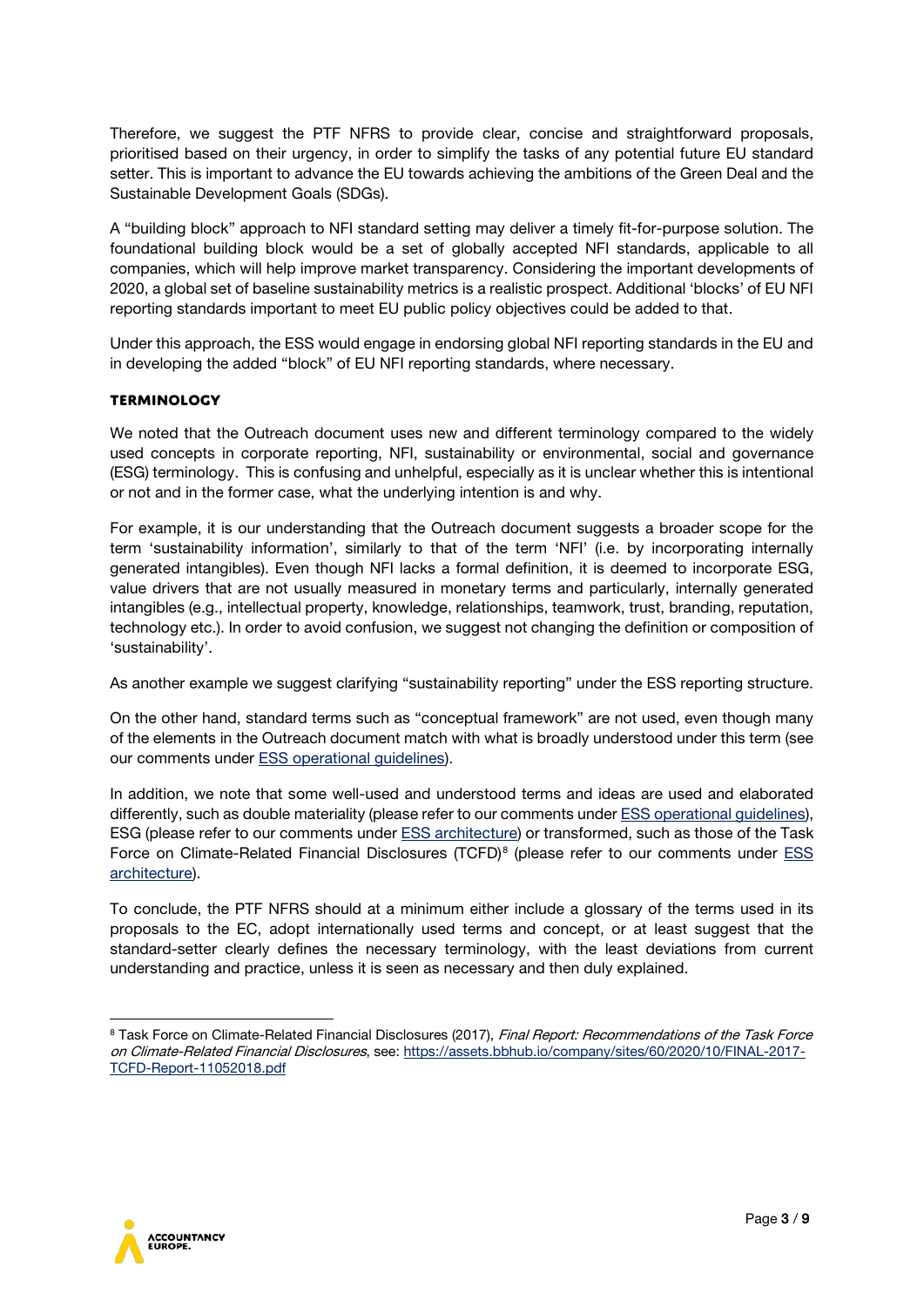Therefore, we suggest the PTF NFRS to provide clear, concise and straightforward proposals, prioritised based on their urgency, in order to simplify the tasks of any potential future EU standard setter. This is important to advance the EU towards achieving the ambitions of the Green Deal and the Sustainable Development Goals (SDGs).

A "building block" approach to NFI standard setting may deliver a timely fit-for-purpose solution. The foundational building block would be a set of globally accepted NFI standards, applicable to all companies, which will help improve market transparency. Considering the important developments of 2020, a global set of baseline sustainability metrics is a realistic prospect. Additional 'blocks' of EU NFI reporting standards important to meet EU public policy objectives could be added to that.

Under this approach, the ESS would engage in endorsing global NFI reporting standards in the EU and in developing the added "block" of EU NFI reporting standards, where necessary.

### TERMINOLOGY

We noted that the Outreach document uses new and different terminology compared to the widely used concepts in corporate reporting, NFI, sustainability or environmental, social and governance (ESG) terminology. This is confusing and unhelpful, especially as it is unclear whether this is intentional or not and in the former case, what the underlying intention is and why.

For example, it is our understanding that the Outreach document suggests a broader scope for the term 'sustainability information', similarly to that of the term 'NFI' (i.e. by incorporating internally generated intangibles). Even though NFI lacks a formal definition, it is deemed to incorporate ESG, value drivers that are not usually measured in monetary terms and particularly, internally generated intangibles (e.g., intellectual property, knowledge, relationships, teamwork, trust, branding, reputation, technology etc.). In order to avoid confusion, we suggest not changing the definition or composition of 'sustainability'.

As another example we suggest clarifying "sustainability reporting" under the ESS reporting structure.

On the other hand, standard terms such as "conceptual framework" are not used, even though many of the elements in the Outreach document match with what is broadly understood under this term (see our comments under ESS operational guidelines).

In addition, we note that some well-used and understood terms and ideas are used and elaborated differently, such as double materiality (please refer to our comments under ESS operational guidelines), ESG (please refer to our comments under ESS architecture) or transformed, such as those of the Task Force on Climate-Related Financial Disclosures (TCFD)[8] (please refer to our comments under ESS architecture).

To conclude, the PTF NFRS should at a minimum either include a glossary of the terms used in its proposals to the EC, adopt internationally used terms and concept, or at least suggest that the standard-setter clearly defines the necessary terminology, with the least deviations from current understanding and practice, unless it is seen as necessary and then duly explained.

---

[8] Task Force on Climate-Related Financial Disclosures (2017), *Final Report: Recommendations of the Task Force on Climate-Related Financial Disclosures*, see: https://assets.bbhub.io/company/sites/60/2020/10/FINAL-2017-TCFD-Report-11052018.pdf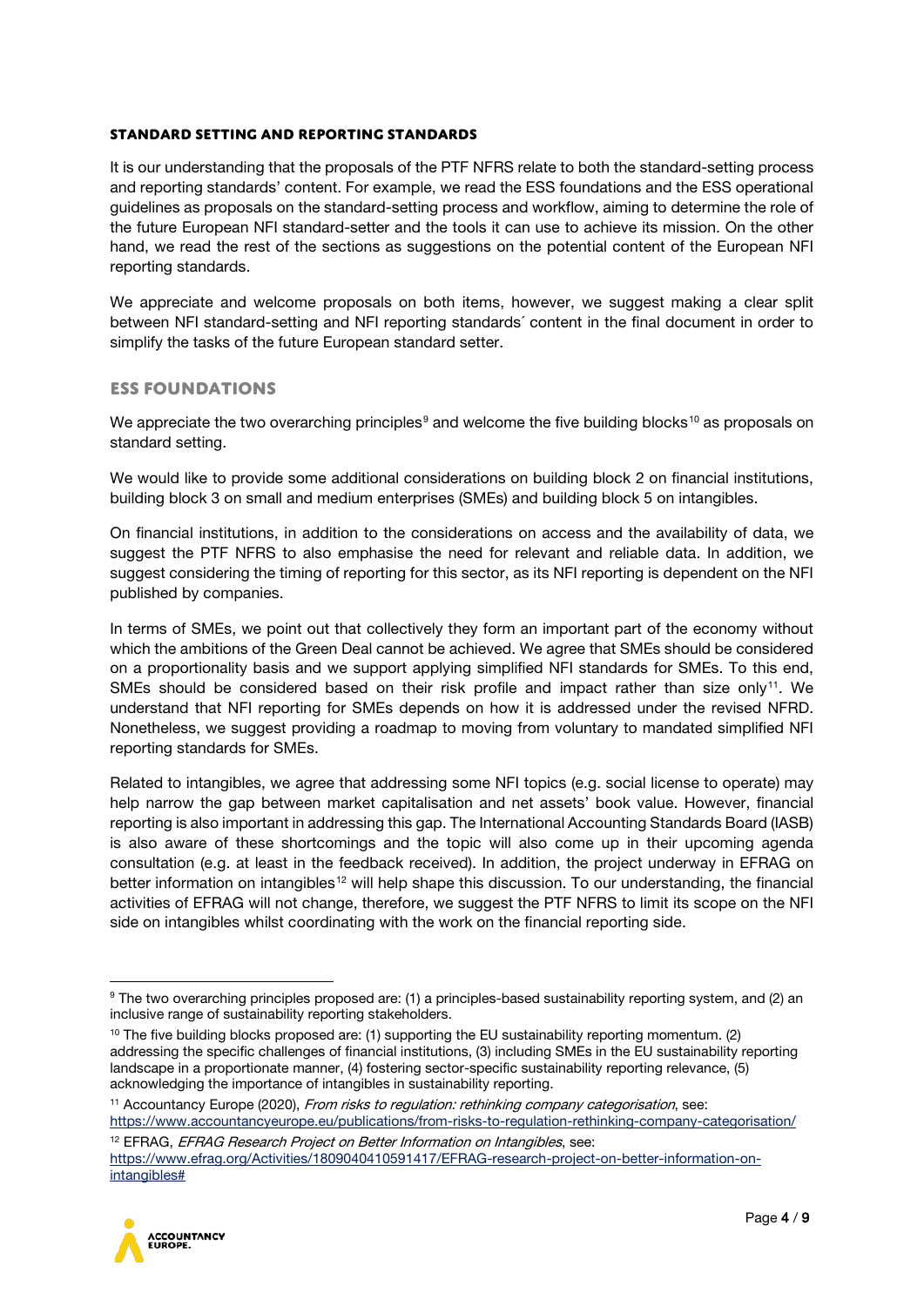## STANDARD SETTING AND REPORTING STANDARDS

It is our understanding that the proposals of the PTF NFRS relate to both the standard-setting process and reporting standards' content. For example, we read the ESS foundations and the ESS operational guidelines as proposals on the standard-setting process and workflow, aiming to determine the role of the future European NFI standard-setter and the tools it can use to achieve its mission. On the other hand, we read the rest of the sections as suggestions on the potential content of the European NFI reporting standards.

We appreciate and welcome proposals on both items, however, we suggest making a clear split between NFI standard-setting and NFI reporting standards´ content in the final document in order to simplify the tasks of the future European standard setter.

## ESS FOUNDATIONS

We appreciate the two overarching principles[9] and welcome the five building blocks[10] as proposals on standard setting.

We would like to provide some additional considerations on building block 2 on financial institutions, building block 3 on small and medium enterprises (SMEs) and building block 5 on intangibles.

On financial institutions, in addition to the considerations on access and the availability of data, we suggest the PTF NFRS to also emphasise the need for relevant and reliable data. In addition, we suggest considering the timing of reporting for this sector, as its NFI reporting is dependent on the NFI published by companies.

In terms of SMEs, we point out that collectively they form an important part of the economy without which the ambitions of the Green Deal cannot be achieved. We agree that SMEs should be considered on a proportionality basis and we support applying simplified NFI standards for SMEs. To this end, SMEs should be considered based on their risk profile and impact rather than size only[11]. We understand that NFI reporting for SMEs depends on how it is addressed under the revised NFRD. Nonetheless, we suggest providing a roadmap to moving from voluntary to mandated simplified NFI reporting standards for SMEs.

Related to intangibles, we agree that addressing some NFI topics (e.g. social license to operate) may help narrow the gap between market capitalisation and net assets' book value. However, financial reporting is also important in addressing this gap. The International Accounting Standards Board (IASB) is also aware of these shortcomings and the topic will also come up in their upcoming agenda consultation (e.g. at least in the feedback received). In addition, the project underway in EFRAG on better information on intangibles[12] will help shape this discussion. To our understanding, the financial activities of EFRAG will not change, therefore, we suggest the PTF NFRS to limit its scope on the NFI side on intangibles whilst coordinating with the work on the financial reporting side.

---

[9] The two overarching principles proposed are: (1) a principles-based sustainability reporting system, and (2) an inclusive range of sustainability reporting stakeholders.

[10] The five building blocks proposed are: (1) supporting the EU sustainability reporting momentum. (2) addressing the specific challenges of financial institutions, (3) including SMEs in the EU sustainability reporting landscape in a proportionate manner, (4) fostering sector-specific sustainability reporting relevance, (5) acknowledging the importance of intangibles in sustainability reporting.

[11] Accountancy Europe (2020), *From risks to regulation: rethinking company categorisation*, see: https://www.accountancyeurope.eu/publications/from-risks-to-regulation-rethinking-company-categorisation/

[12] EFRAG, *EFRAG Research Project on Better Information on Intangibles*, see: https://www.efrag.org/Activities/1809040410591417/EFRAG-research-project-on-better-information-on-intangibles#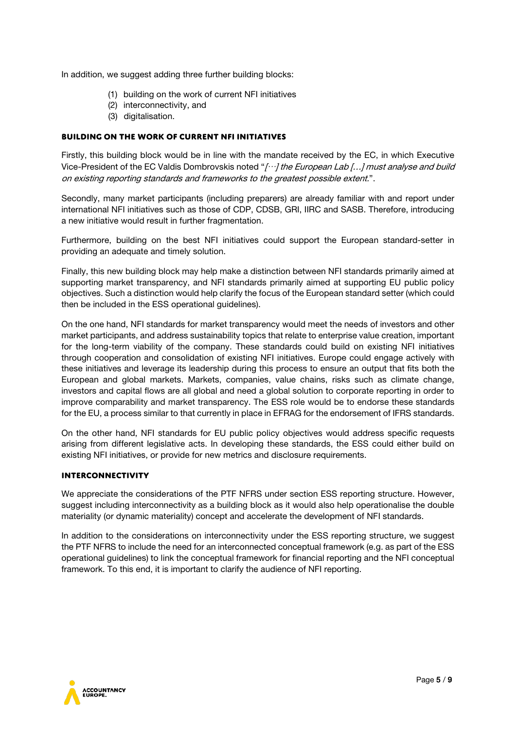In addition, we suggest adding three further building blocks:

(1) building on the work of current NFI initiatives
(2) interconnectivity, and
(3) digitalisation.

### BUILDING ON THE WORK OF CURRENT NFI INITIATIVES

Firstly, this building block would be in line with the mandate received by the EC, in which Executive Vice-President of the EC Valdis Dombrovskis noted "*[…] the European Lab […] must analyse and build on existing reporting standards and frameworks to the greatest possible extent.*".

Secondly, many market participants (including preparers) are already familiar with and report under international NFI initiatives such as those of CDP, CDSB, GRI, IIRC and SASB. Therefore, introducing a new initiative would result in further fragmentation.

Furthermore, building on the best NFI initiatives could support the European standard-setter in providing an adequate and timely solution.

Finally, this new building block may help make a distinction between NFI standards primarily aimed at supporting market transparency, and NFI standards primarily aimed at supporting EU public policy objectives. Such a distinction would help clarify the focus of the European standard setter (which could then be included in the ESS operational guidelines).

On the one hand, NFI standards for market transparency would meet the needs of investors and other market participants, and address sustainability topics that relate to enterprise value creation, important for the long-term viability of the company. These standards could build on existing NFI initiatives through cooperation and consolidation of existing NFI initiatives. Europe could engage actively with these initiatives and leverage its leadership during this process to ensure an output that fits both the European and global markets. Markets, companies, value chains, risks such as climate change, investors and capital flows are all global and need a global solution to corporate reporting in order to improve comparability and market transparency. The ESS role would be to endorse these standards for the EU, a process similar to that currently in place in EFRAG for the endorsement of IFRS standards.

On the other hand, NFI standards for EU public policy objectives would address specific requests arising from different legislative acts. In developing these standards, the ESS could either build on existing NFI initiatives, or provide for new metrics and disclosure requirements.

### INTERCONNECTIVITY

We appreciate the considerations of the PTF NFRS under section ESS reporting structure. However, suggest including interconnectivity as a building block as it would also help operationalise the double materiality (or dynamic materiality) concept and accelerate the development of NFI standards.

In addition to the considerations on interconnectivity under the ESS reporting structure, we suggest the PTF NFRS to include the need for an interconnected conceptual framework (e.g. as part of the ESS operational guidelines) to link the conceptual framework for financial reporting and the NFI conceptual framework. To this end, it is important to clarify the audience of NFI reporting.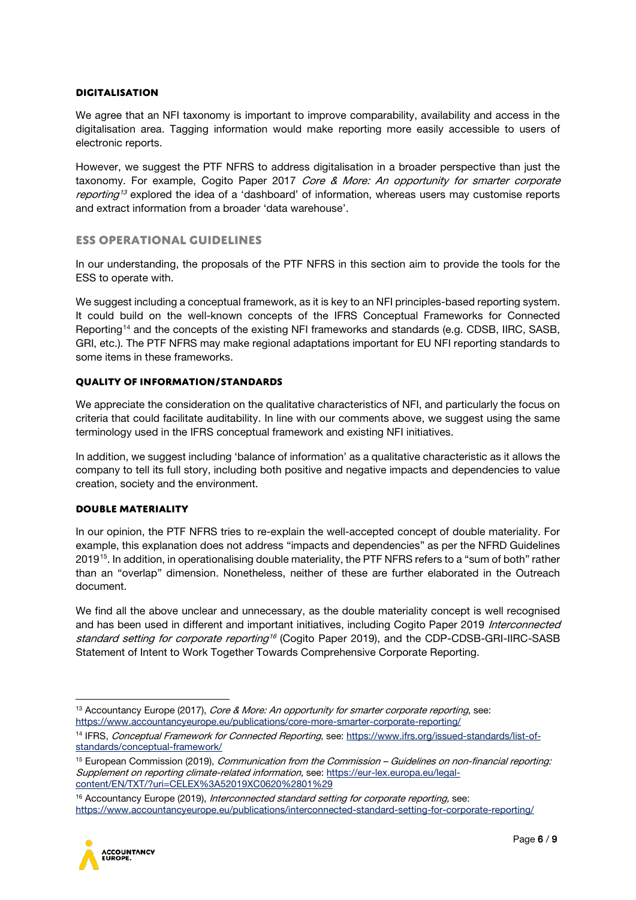#### DIGITALISATION

We agree that an NFI taxonomy is important to improve comparability, availability and access in the digitalisation area. Tagging information would make reporting more easily accessible to users of electronic reports.

However, we suggest the PTF NFRS to address digitalisation in a broader perspective than just the taxonomy. For example, Cogito Paper 2017 *Core & More: An opportunity for smarter corporate reporting*[13] explored the idea of a 'dashboard' of information, whereas users may customise reports and extract information from a broader 'data warehouse'.

### ESS OPERATIONAL GUIDELINES

In our understanding, the proposals of the PTF NFRS in this section aim to provide the tools for the ESS to operate with.

We suggest including a conceptual framework, as it is key to an NFI principles-based reporting system. It could build on the well-known concepts of the IFRS Conceptual Frameworks for Connected Reporting[14] and the concepts of the existing NFI frameworks and standards (e.g. CDSB, IIRC, SASB, GRI, etc.). The PTF NFRS may make regional adaptations important for EU NFI reporting standards to some items in these frameworks.

#### QUALITY OF INFORMATION/STANDARDS

We appreciate the consideration on the qualitative characteristics of NFI, and particularly the focus on criteria that could facilitate auditability. In line with our comments above, we suggest using the same terminology used in the IFRS conceptual framework and existing NFI initiatives.

In addition, we suggest including 'balance of information' as a qualitative characteristic as it allows the company to tell its full story, including both positive and negative impacts and dependencies to value creation, society and the environment.

#### DOUBLE MATERIALITY

In our opinion, the PTF NFRS tries to re-explain the well-accepted concept of double materiality. For example, this explanation does not address "impacts and dependencies" as per the NFRD Guidelines 2019[15]. In addition, in operationalising double materiality, the PTF NFRS refers to a "sum of both" rather than an "overlap" dimension. Nonetheless, neither of these are further elaborated in the Outreach document.

We find all the above unclear and unnecessary, as the double materiality concept is well recognised and has been used in different and important initiatives, including Cogito Paper 2019 *Interconnected standard setting for corporate reporting*[16] (Cogito Paper 2019), and the CDP-CDSB-GRI-IIRC-SASB Statement of Intent to Work Together Towards Comprehensive Corporate Reporting.

---

[13] Accountancy Europe (2017), *Core & More: An opportunity for smarter corporate reporting*, see: https://www.accountancyeurope.eu/publications/core-more-smarter-corporate-reporting/

[14] IFRS, *Conceptual Framework for Connected Reporting*, see: https://www.ifrs.org/issued-standards/list-of-standards/conceptual-framework/

[15] European Commission (2019), *Communication from the Commission – Guidelines on non-financial reporting: Supplement on reporting climate-related information*, see: https://eur-lex.europa.eu/legal-content/EN/TXT/?uri=CELEX%3A52019XC0620%2801%29

[16] Accountancy Europe (2019), *Interconnected standard setting for corporate reporting,* see: https://www.accountancyeurope.eu/publications/interconnected-standard-setting-for-corporate-reporting/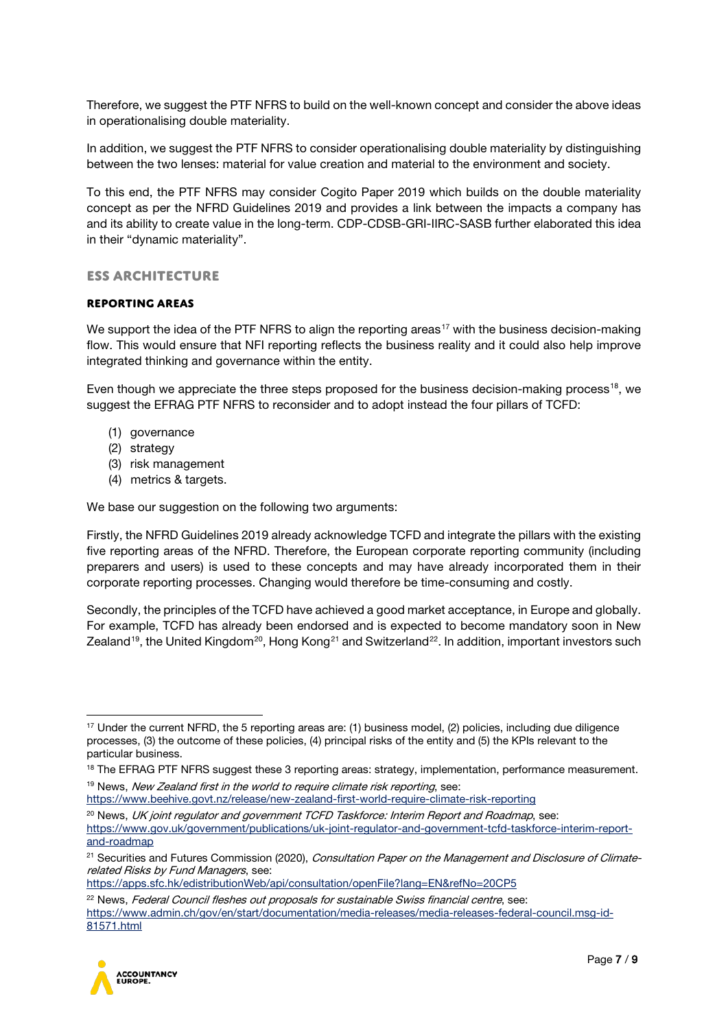Therefore, we suggest the PTF NFRS to build on the well-known concept and consider the above ideas in operationalising double materiality.

In addition, we suggest the PTF NFRS to consider operationalising double materiality by distinguishing between the two lenses: material for value creation and material to the environment and society.

To this end, the PTF NFRS may consider Cogito Paper 2019 which builds on the double materiality concept as per the NFRD Guidelines 2019 and provides a link between the impacts a company has and its ability to create value in the long-term. CDP-CDSB-GRI-IIRC-SASB further elaborated this idea in their "dynamic materiality".

## ESS ARCHITECTURE

### REPORTING AREAS

We support the idea of the PTF NFRS to align the reporting areas[17] with the business decision-making flow. This would ensure that NFI reporting reflects the business reality and it could also help improve integrated thinking and governance within the entity.

Even though we appreciate the three steps proposed for the business decision-making process[18], we suggest the EFRAG PTF NFRS to reconsider and to adopt instead the four pillars of TCFD:

(1) governance
(2) strategy
(3) risk management
(4) metrics & targets.

We base our suggestion on the following two arguments:

Firstly, the NFRD Guidelines 2019 already acknowledge TCFD and integrate the pillars with the existing five reporting areas of the NFRD. Therefore, the European corporate reporting community (including preparers and users) is used to these concepts and may have already incorporated them in their corporate reporting processes. Changing would therefore be time-consuming and costly.

Secondly, the principles of the TCFD have achieved a good market acceptance, in Europe and globally. For example, TCFD has already been endorsed and is expected to become mandatory soon in New Zealand[19], the United Kingdom[20], Hong Kong[21] and Switzerland[22]. In addition, important investors such

---

[17] Under the current NFRD, the 5 reporting areas are: (1) business model, (2) policies, including due diligence processes, (3) the outcome of these policies, (4) principal risks of the entity and (5) the KPIs relevant to the particular business.

[18] The EFRAG PTF NFRS suggest these 3 reporting areas: strategy, implementation, performance measurement.

[19] News, *New Zealand first in the world to require climate risk reporting*, see: https://www.beehive.govt.nz/release/new-zealand-first-world-require-climate-risk-reporting

[20] News, *UK joint regulator and government TCFD Taskforce: Interim Report and Roadmap*, see: https://www.gov.uk/government/publications/uk-joint-regulator-and-government-tcfd-taskforce-interim-report-and-roadmap

[21] Securities and Futures Commission (2020), *Consultation Paper on the Management and Disclosure of Climate-related Risks by Fund Managers*, see: https://apps.sfc.hk/edistributionWeb/api/consultation/openFile?lang=EN&refNo=20CP5

[22] News, *Federal Council fleshes out proposals for sustainable Swiss financial centre*, see: https://www.admin.ch/gov/en/start/documentation/media-releases/media-releases-federal-council.msg-id-81571.html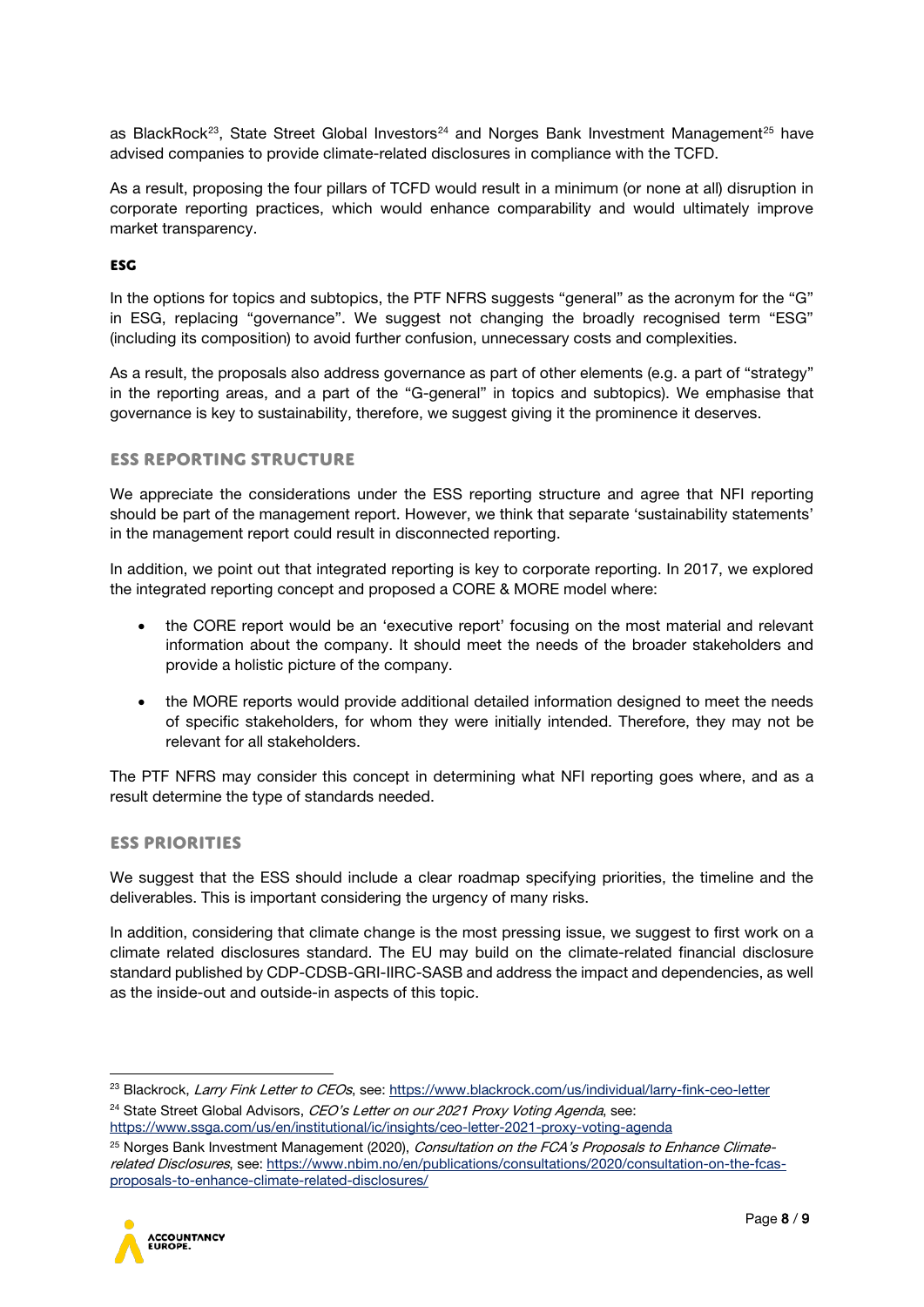as BlackRock[23], State Street Global Investors[24] and Norges Bank Investment Management[25] have advised companies to provide climate-related disclosures in compliance with the TCFD.

As a result, proposing the four pillars of TCFD would result in a minimum (or none at all) disruption in corporate reporting practices, which would enhance comparability and would ultimately improve market transparency.

### ESG

In the options for topics and subtopics, the PTF NFRS suggests "general" as the acronym for the "G" in ESG, replacing "governance". We suggest not changing the broadly recognised term "ESG" (including its composition) to avoid further confusion, unnecessary costs and complexities.

As a result, the proposals also address governance as part of other elements (e.g. a part of "strategy" in the reporting areas, and a part of the "G-general" in topics and subtopics). We emphasise that governance is key to sustainability, therefore, we suggest giving it the prominence it deserves.

## ESS REPORTING STRUCTURE

We appreciate the considerations under the ESS reporting structure and agree that NFI reporting should be part of the management report. However, we think that separate 'sustainability statements' in the management report could result in disconnected reporting.

In addition, we point out that integrated reporting is key to corporate reporting. In 2017, we explored the integrated reporting concept and proposed a CORE & MORE model where:

- the CORE report would be an 'executive report' focusing on the most material and relevant information about the company. It should meet the needs of the broader stakeholders and provide a holistic picture of the company.
- the MORE reports would provide additional detailed information designed to meet the needs of specific stakeholders, for whom they were initially intended. Therefore, they may not be relevant for all stakeholders.

The PTF NFRS may consider this concept in determining what NFI reporting goes where, and as a result determine the type of standards needed.

## ESS PRIORITIES

We suggest that the ESS should include a clear roadmap specifying priorities, the timeline and the deliverables. This is important considering the urgency of many risks.

In addition, considering that climate change is the most pressing issue, we suggest to first work on a climate related disclosures standard. The EU may build on the climate-related financial disclosure standard published by CDP-CDSB-GRI-IIRC-SASB and address the impact and dependencies, as well as the inside-out and outside-in aspects of this topic.

---

[23] Blackrock, *Larry Fink Letter to CEOs*, see: https://www.blackrock.com/us/individual/larry-fink-ceo-letter

[24] State Street Global Advisors, *CEO's Letter on our 2021 Proxy Voting Agenda*, see: https://www.ssga.com/us/en/institutional/ic/insights/ceo-letter-2021-proxy-voting-agenda

[25] Norges Bank Investment Management (2020), *Consultation on the FCA's Proposals to Enhance Climate-related Disclosures*, see: https://www.nbim.no/en/publications/consultations/2020/consultation-on-the-fcas-proposals-to-enhance-climate-related-disclosures/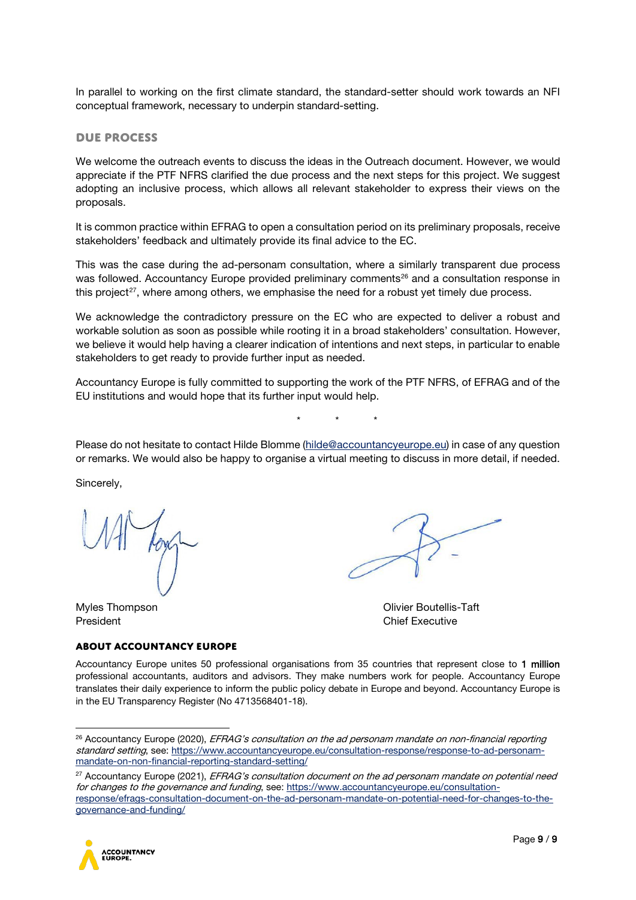In parallel to working on the first climate standard, the standard-setter should work towards an NFI conceptual framework, necessary to underpin standard-setting.

## DUE PROCESS

We welcome the outreach events to discuss the ideas in the Outreach document. However, we would appreciate if the PTF NFRS clarified the due process and the next steps for this project. We suggest adopting an inclusive process, which allows all relevant stakeholder to express their views on the proposals.

It is common practice within EFRAG to open a consultation period on its preliminary proposals, receive stakeholders' feedback and ultimately provide its final advice to the EC.

This was the case during the ad-personam consultation, where a similarly transparent due process was followed. Accountancy Europe provided preliminary comments[26] and a consultation response in this project[27], where among others, we emphasise the need for a robust yet timely due process.

We acknowledge the contradictory pressure on the EC who are expected to deliver a robust and workable solution as soon as possible while rooting it in a broad stakeholders' consultation. However, we believe it would help having a clearer indication of intentions and next steps, in particular to enable stakeholders to get ready to provide further input as needed.

Accountancy Europe is fully committed to supporting the work of the PTF NFRS, of EFRAG and of the EU institutions and would hope that its further input would help.

\*     \*     \*

Please do not hesitate to contact Hilde Blomme (hilde@accountancyeurope.eu) in case of any question or remarks. We would also be happy to organise a virtual meeting to discuss in more detail, if needed.

Sincerely,

Myles Thompson
President

Olivier Boutellis-Taft
Chief Executive

### ABOUT ACCOUNTANCY EUROPE

Accountancy Europe unites 50 professional organisations from 35 countries that represent close to **1 million** professional accountants, auditors and advisors. They make numbers work for people. Accountancy Europe translates their daily experience to inform the public policy debate in Europe and beyond. Accountancy Europe is in the EU Transparency Register (No 4713568401-18).

---

[26] Accountancy Europe (2020), *EFRAG's consultation on the ad personam mandate on non-financial reporting standard setting*, see: https://www.accountancyeurope.eu/consultation-response/response-to-ad-personam-mandate-on-non-financial-reporting-standard-setting/

[27] Accountancy Europe (2021), *EFRAG's consultation document on the ad personam mandate on potential need for changes to the governance and funding*, see: https://www.accountancyeurope.eu/consultation-response/efrags-consultation-document-on-the-ad-personam-mandate-on-potential-need-for-changes-to-the-governance-and-funding/